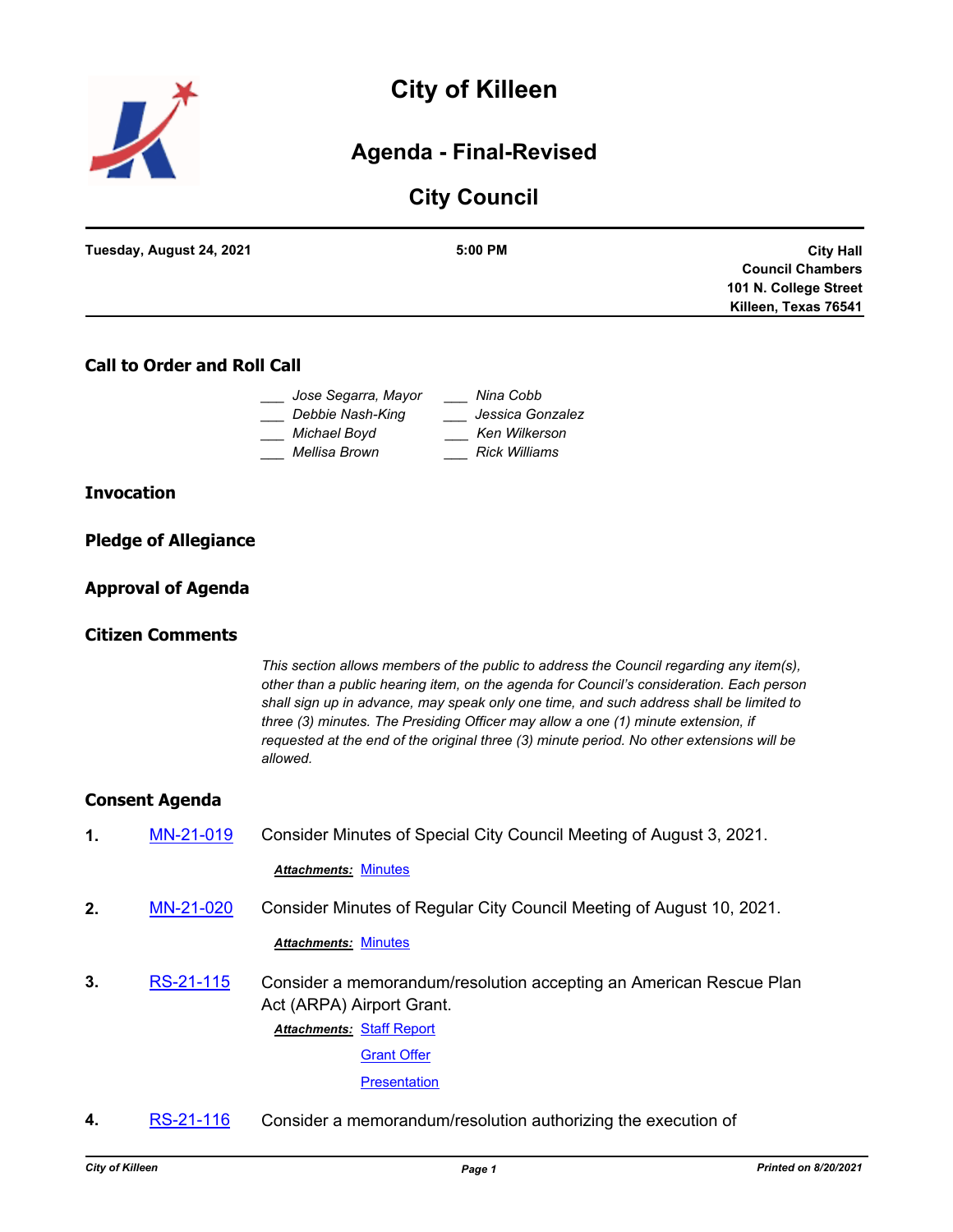# City of Killeen

## Agenda - Final-Revised

## City Council

**Tuesday, August 24, 2021** **5:00 PM** **City Hall Council Chambers 101 N. College Street Killeen, Texas 76541**

### Call to Order and Roll Call

| | |
|---|---|
| ___ *Jose Segarra, Mayor* | ___ *Nina Cobb* |
| ___ *Debbie Nash-King* | ___ *Jessica Gonzalez* |
| ___ *Michael Boyd* | ___ *Ken Wilkerson* |
| ___ *Mellisa Brown* | ___ *Rick Williams* |

### Invocation

### Pledge of Allegiance

### Approval of Agenda

### Citizen Comments

*This section allows members of the public to address the Council regarding any item(s), other than a public hearing item, on the agenda for Council's consideration. Each person shall sign up in advance, may speak only one time, and such address shall be limited to three (3) minutes. The Presiding Officer may allow a one (1) minute extension, if requested at the end of the original three (3) minute period. No other extensions will be allowed.*

### Consent Agenda

**1.** MN-21-019 Consider Minutes of Special City Council Meeting of August 3, 2021.

***Attachments:*** Minutes

**2.** MN-21-020 Consider Minutes of Regular City Council Meeting of August 10, 2021.

***Attachments:*** Minutes

**3.** RS-21-115 Consider a memorandum/resolution accepting an American Rescue Plan Act (ARPA) Airport Grant.

***Attachments:*** Staff Report

Grant Offer

Presentation

**4.** RS-21-116 Consider a memorandum/resolution authorizing the execution of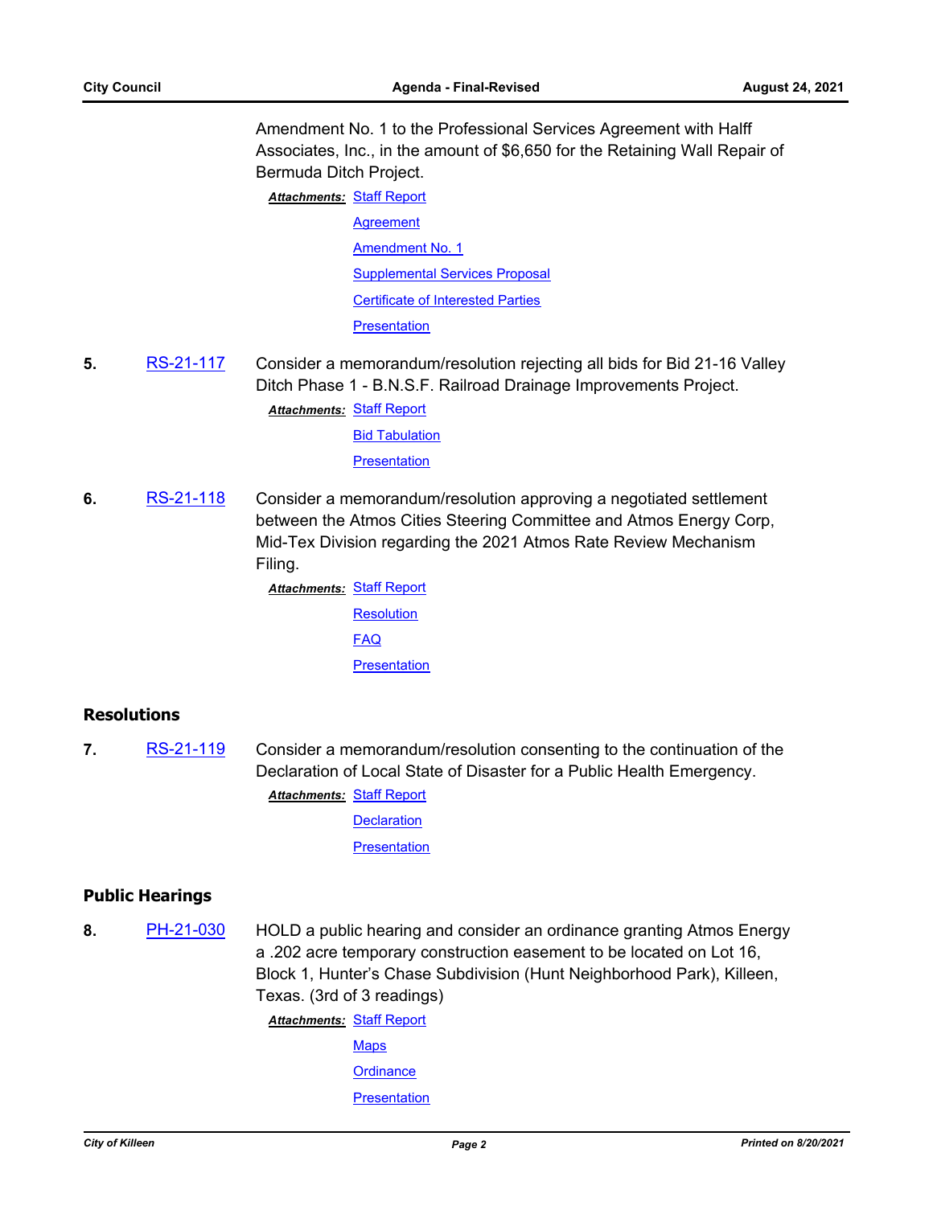Amendment No. 1 to the Professional Services Agreement with Halff Associates, Inc., in the amount of $6,650 for the Retaining Wall Repair of Bermuda Ditch Project.

***Attachments:*** Staff Report
Agreement
Amendment No. 1
Supplemental Services Proposal
Certificate of Interested Parties
Presentation

**5.** RS-21-117 Consider a memorandum/resolution rejecting all bids for Bid 21-16 Valley Ditch Phase 1 - B.N.S.F. Railroad Drainage Improvements Project.

***Attachments:*** Staff Report
Bid Tabulation
Presentation

**6.** RS-21-118 Consider a memorandum/resolution approving a negotiated settlement between the Atmos Cities Steering Committee and Atmos Energy Corp, Mid-Tex Division regarding the 2021 Atmos Rate Review Mechanism Filing.

***Attachments:*** Staff Report
Resolution
FAQ
Presentation

## Resolutions

**7.** RS-21-119 Consider a memorandum/resolution consenting to the continuation of the Declaration of Local State of Disaster for a Public Health Emergency.

***Attachments:*** Staff Report
Declaration
Presentation

## Public Hearings

**8.** PH-21-030 HOLD a public hearing and consider an ordinance granting Atmos Energy a .202 acre temporary construction easement to be located on Lot 16, Block 1, Hunter's Chase Subdivision (Hunt Neighborhood Park), Killeen, Texas. (3rd of 3 readings)

***Attachments:*** Staff Report
Maps
Ordinance
Presentation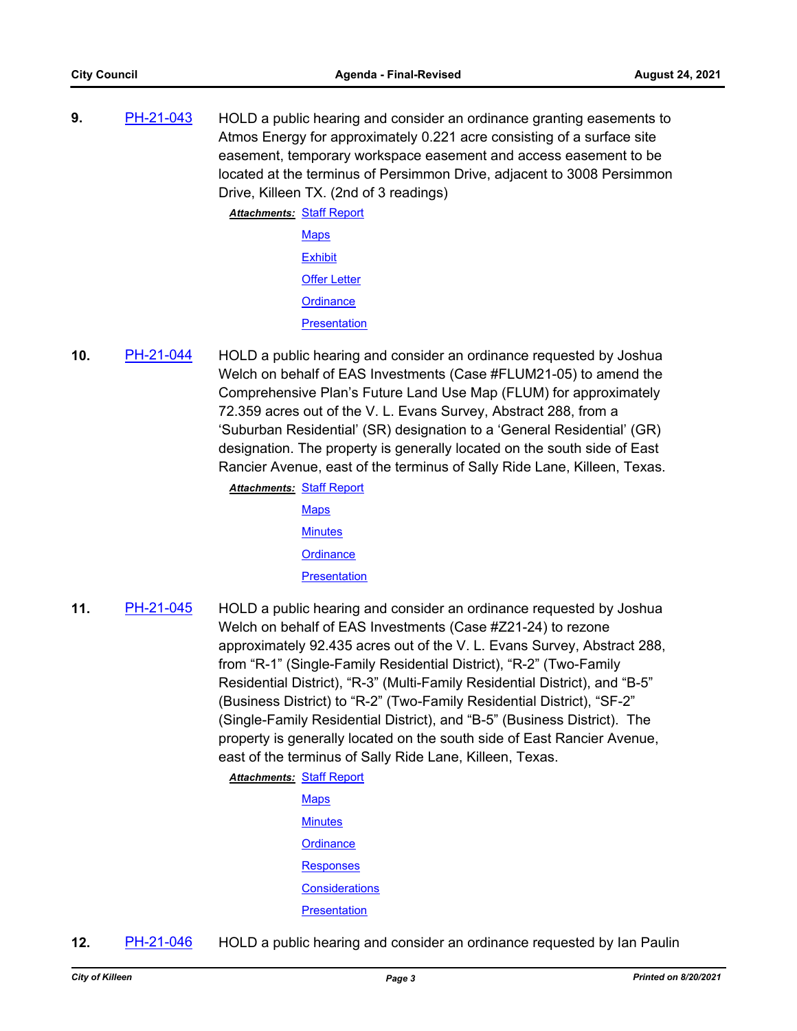**9.** PH-21-043 HOLD a public hearing and consider an ordinance granting easements to Atmos Energy for approximately 0.221 acre consisting of a surface site easement, temporary workspace easement and access easement to be located at the terminus of Persimmon Drive, adjacent to 3008 Persimmon Drive, Killeen TX. (2nd of 3 readings)

***Attachments:*** Staff Report
Maps
Exhibit
Offer Letter
Ordinance
Presentation

**10.** PH-21-044 HOLD a public hearing and consider an ordinance requested by Joshua Welch on behalf of EAS Investments (Case #FLUM21-05) to amend the Comprehensive Plan's Future Land Use Map (FLUM) for approximately 72.359 acres out of the V. L. Evans Survey, Abstract 288, from a 'Suburban Residential' (SR) designation to a 'General Residential' (GR) designation. The property is generally located on the south side of East Rancier Avenue, east of the terminus of Sally Ride Lane, Killeen, Texas.

***Attachments:*** Staff Report
Maps
Minutes
Ordinance
Presentation

**11.** PH-21-045 HOLD a public hearing and consider an ordinance requested by Joshua Welch on behalf of EAS Investments (Case #Z21-24) to rezone approximately 92.435 acres out of the V. L. Evans Survey, Abstract 288, from "R-1" (Single-Family Residential District), "R-2" (Two-Family Residential District), "R-3" (Multi-Family Residential District), and "B-5" (Business District) to "R-2" (Two-Family Residential District), "SF-2" (Single-Family Residential District), and "B-5" (Business District). The property is generally located on the south side of East Rancier Avenue, east of the terminus of Sally Ride Lane, Killeen, Texas.

***Attachments:*** Staff Report
Maps
Minutes
Ordinance
Responses
Considerations
Presentation

**12.** PH-21-046 HOLD a public hearing and consider an ordinance requested by Ian Paulin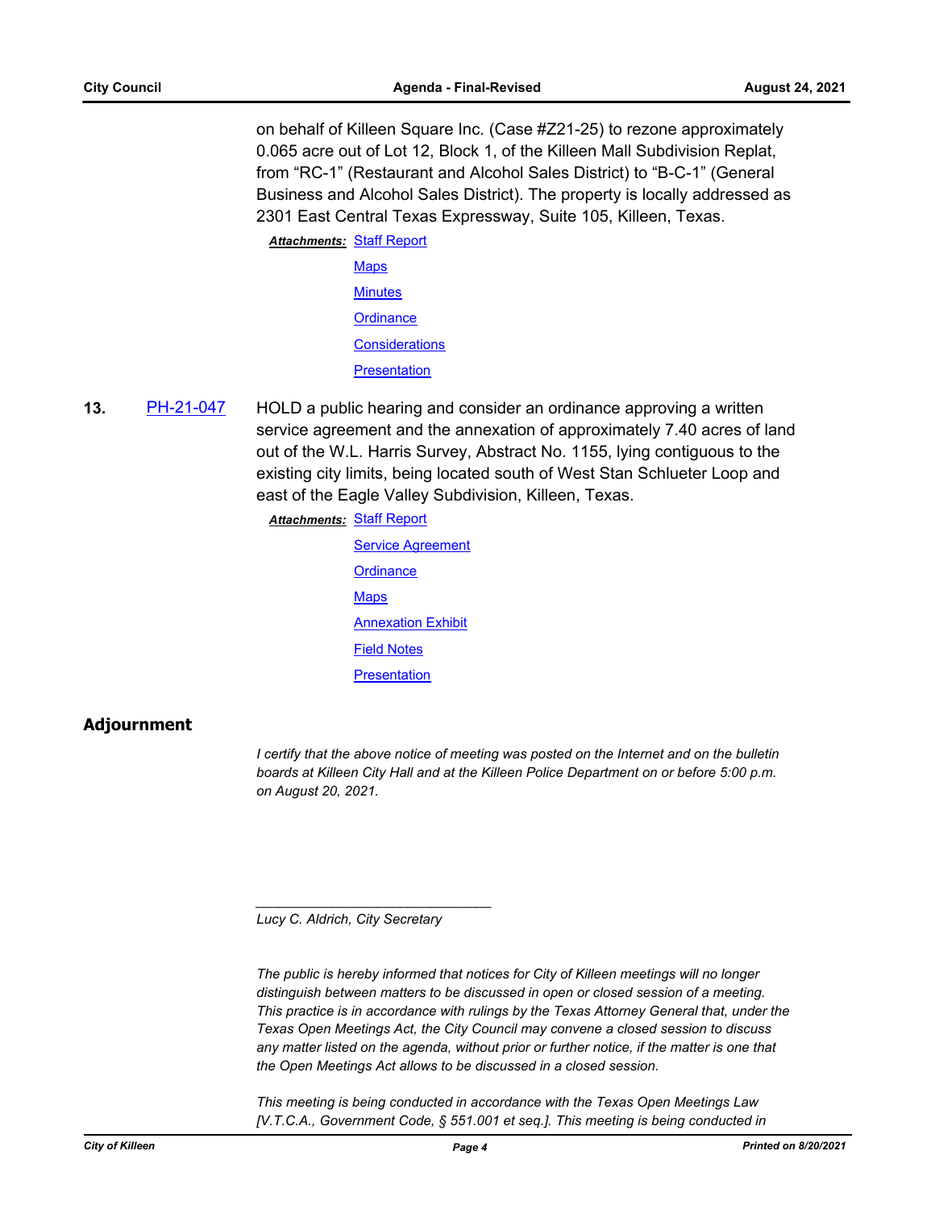on behalf of Killeen Square Inc. (Case #Z21-25) to rezone approximately 0.065 acre out of Lot 12, Block 1, of the Killeen Mall Subdivision Replat, from “RC-1” (Restaurant and Alcohol Sales District) to “B-C-1” (General Business and Alcohol Sales District). The property is locally addressed as 2301 East Central Texas Expressway, Suite 105, Killeen, Texas.

***Attachments:*** Staff Report
Maps
Minutes
Ordinance
Considerations
Presentation

**13.** PH-21-047 HOLD a public hearing and consider an ordinance approving a written service agreement and the annexation of approximately 7.40 acres of land out of the W.L. Harris Survey, Abstract No. 1155, lying contiguous to the existing city limits, being located south of West Stan Schlueter Loop and east of the Eagle Valley Subdivision, Killeen, Texas.

***Attachments:*** Staff Report
Service Agreement
Ordinance
Maps
Annexation Exhibit
Field Notes
Presentation

## Adjournment

*I certify that the above notice of meeting was posted on the Internet and on the bulletin boards at Killeen City Hall and at the Killeen Police Department on or before 5:00 p.m. on August 20, 2021.*

_______________________________

*Lucy C. Aldrich, City Secretary*

*The public is hereby informed that notices for City of Killeen meetings will no longer distinguish between matters to be discussed in open or closed session of a meeting. This practice is in accordance with rulings by the Texas Attorney General that, under the Texas Open Meetings Act, the City Council may convene a closed session to discuss any matter listed on the agenda, without prior or further notice, if the matter is one that the Open Meetings Act allows to be discussed in a closed session.*

*This meeting is being conducted in accordance with the Texas Open Meetings Law [V.T.C.A., Government Code, § 551.001 et seq.]. This meeting is being conducted in*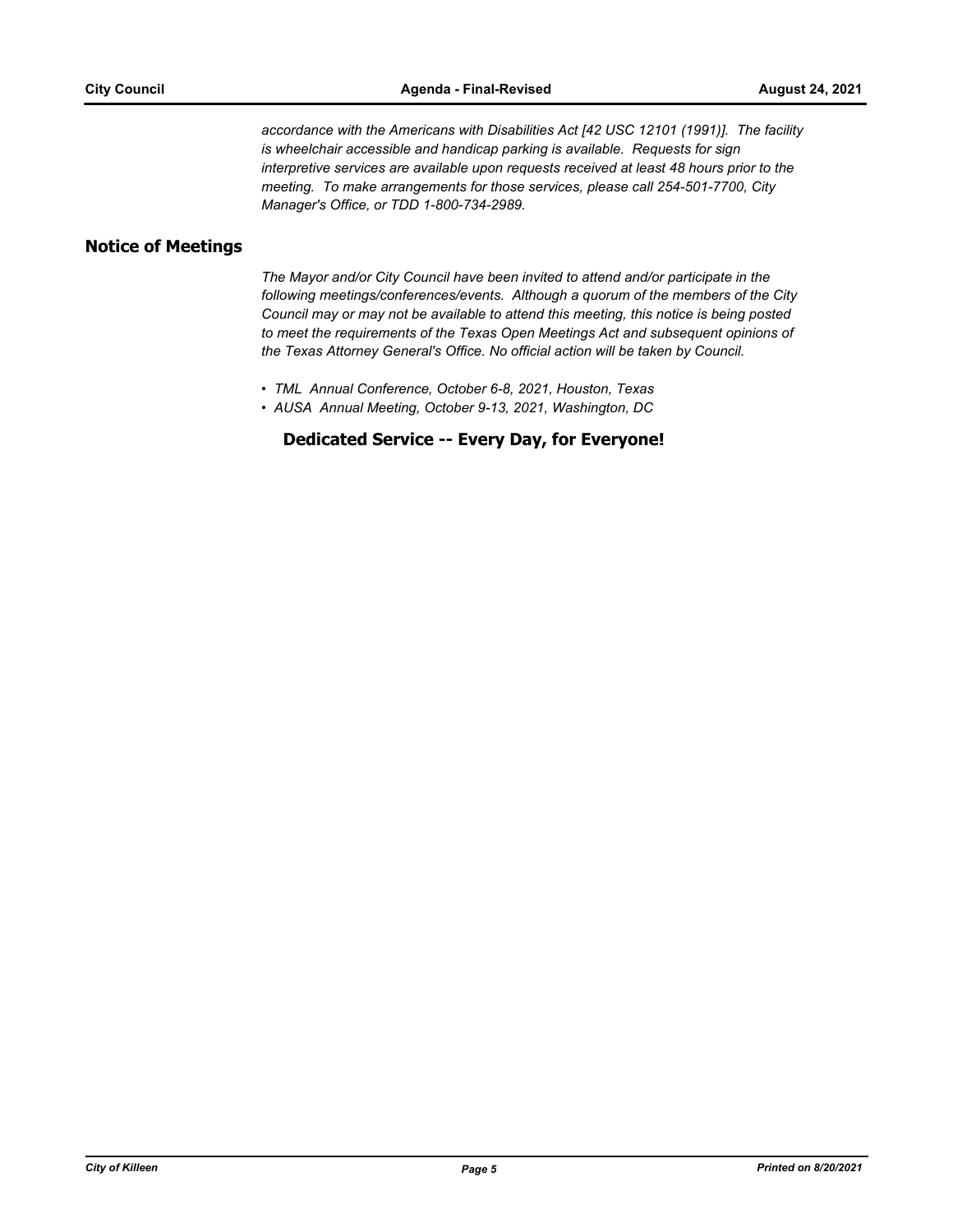*accordance with the Americans with Disabilities Act [42 USC 12101 (1991)]. The facility is wheelchair accessible and handicap parking is available. Requests for sign interpretive services are available upon requests received at least 48 hours prior to the meeting. To make arrangements for those services, please call 254-501-7700, City Manager's Office, or TDD 1-800-734-2989.*

## Notice of Meetings

*The Mayor and/or City Council have been invited to attend and/or participate in the following meetings/conferences/events. Although a quorum of the members of the City Council may or may not be available to attend this meeting, this notice is being posted to meet the requirements of the Texas Open Meetings Act and subsequent opinions of the Texas Attorney General's Office. No official action will be taken by Council.*

- *TML Annual Conference, October 6-8, 2021, Houston, Texas*
- *AUSA Annual Meeting, October 9-13, 2021, Washington, DC*

**Dedicated Service -- Every Day, for Everyone!**